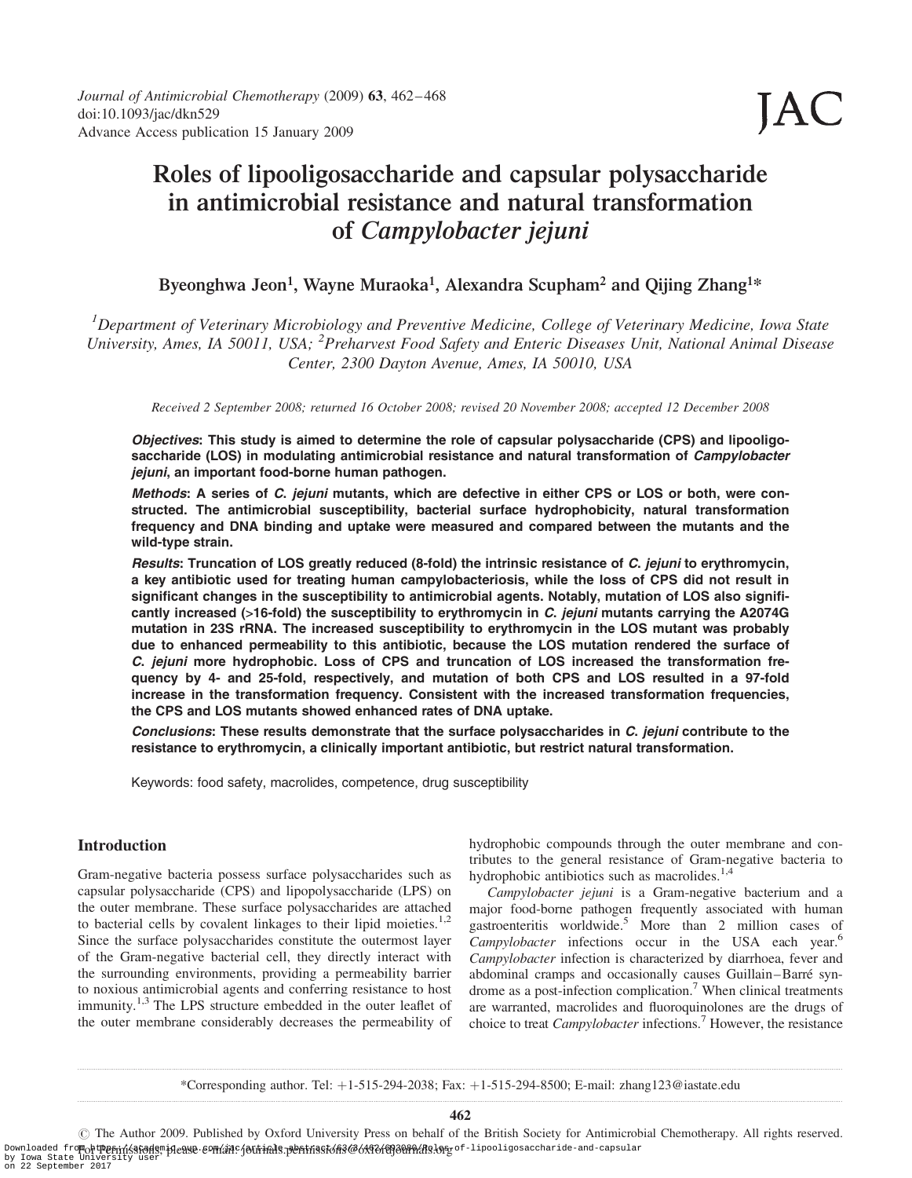# Roles of lipooligosaccharide and capsular polysaccharide in antimicrobial resistance and natural transformation of *Campylobacter jejuni*

**Byeonghwa Jeon[1], Wayne Muraoka[1], Alexandra Scupham[2] and Qijing Zhang[1]***

[1]*Department of Veterinary Microbiology and Preventive Medicine, College of Veterinary Medicine, Iowa State University, Ames, IA 50011, USA;* [2]*Preharvest Food Safety and Enteric Diseases Unit, National Animal Disease Center, 2300 Dayton Avenue, Ames, IA 50010, USA*

*Received 2 September 2008; returned 16 October 2008; revised 20 November 2008; accepted 12 December 2008*

***Objectives*: This study is aimed to determine the role of capsular polysaccharide (CPS) and lipooligosaccharide (LOS) in modulating antimicrobial resistance and natural transformation of *Campylobacter jejuni*, an important food-borne human pathogen.**

***Methods*: A series of *C. jejuni* mutants, which are defective in either CPS or LOS or both, were constructed. The antimicrobial susceptibility, bacterial surface hydrophobicity, natural transformation frequency and DNA binding and uptake were measured and compared between the mutants and the wild-type strain.**

***Results*: Truncation of LOS greatly reduced (8-fold) the intrinsic resistance of *C. jejuni* to erythromycin, a key antibiotic used for treating human campylobacteriosis, while the loss of CPS did not result in significant changes in the susceptibility to antimicrobial agents. Notably, mutation of LOS also significantly increased (>16-fold) the susceptibility to erythromycin in *C. jejuni* mutants carrying the A2074G mutation in 23S rRNA. The increased susceptibility to erythromycin in the LOS mutant was probably due to enhanced permeability to this antibiotic, because the LOS mutation rendered the surface of *C. jejuni* more hydrophobic. Loss of CPS and truncation of LOS increased the transformation frequency by 4- and 25-fold, respectively, and mutation of both CPS and LOS resulted in a 97-fold increase in the transformation frequency. Consistent with the increased transformation frequencies, the CPS and LOS mutants showed enhanced rates of DNA uptake.**

***Conclusions*: These results demonstrate that the surface polysaccharides in *C. jejuni* contribute to the resistance to erythromycin, a clinically important antibiotic, but restrict natural transformation.**

Keywords: food safety, macrolides, competence, drug susceptibility

## Introduction

Gram-negative bacteria possess surface polysaccharides such as capsular polysaccharide (CPS) and lipopolysaccharide (LPS) on the outer membrane. These surface polysaccharides are attached to bacterial cells by covalent linkages to their lipid moieties.[1,2] Since the surface polysaccharides constitute the outermost layer of the Gram-negative bacterial cell, they directly interact with the surrounding environments, providing a permeability barrier to noxious antimicrobial agents and conferring resistance to host immunity.[1,3] The LPS structure embedded in the outer leaflet of the outer membrane considerably decreases the permeability of hydrophobic compounds through the outer membrane and contributes to the general resistance of Gram-negative bacteria to hydrophobic antibiotics such as macrolides.[1,4]

*Campylobacter jejuni* is a Gram-negative bacterium and a major food-borne pathogen frequently associated with human gastroenteritis worldwide.[5] More than 2 million cases of *Campylobacter* infections occur in the USA each year.[6] *Campylobacter* infection is characterized by diarrhoea, fever and abdominal cramps and occasionally causes Guillain–Barré syndrome as a post-infection complication.[7] When clinical treatments are warranted, macrolides and fluoroquinolones are the drugs of choice to treat *Campylobacter* infections.[7] However, the resistance

*Corresponding author. Tel: +1-515-294-2038; Fax: +1-515-294-8500; E-mail: zhang123@iastate.edu

© The Author 2009. Published by Oxford University Press on behalf of the British Society for Antimicrobial Chemotherapy. All rights reserved. For Permissions, please e-mail: journals.permissions@oxfordjournals.org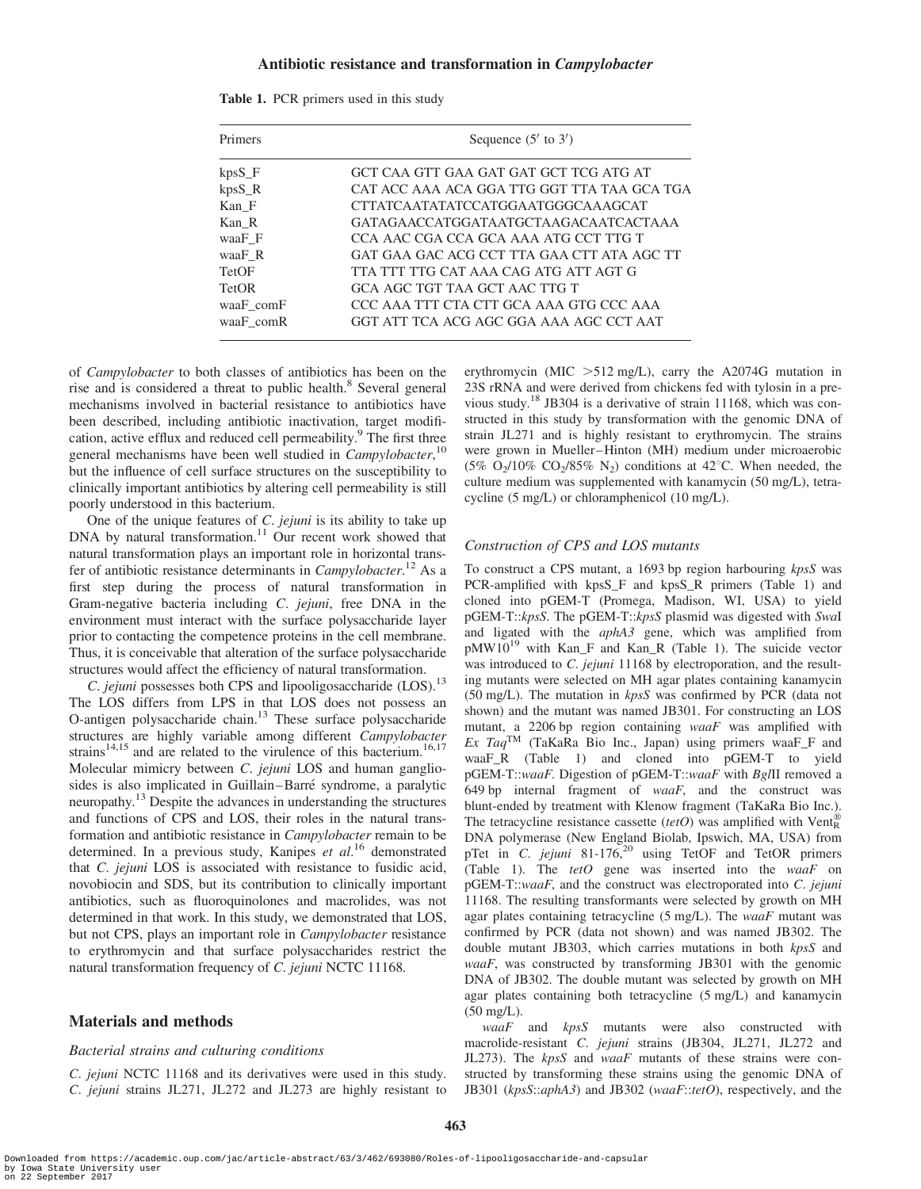Table 1. PCR primers used in this study

| Primers | Sequence (5′ to 3′) |
|---|---|
| kpsS_F | GCT CAA GTT GAA GAT GAT GCT TCG ATG AT |
| kpsS_R | CAT ACC AAA ACA GGA TTG GGT TTA TAA GCA TGA |
| Kan_F | CTTATCAATATATCCATGGAATGGGCAAAGCAT |
| Kan_R | GATAGAACCATGGATAATGCTAAGACAATCACTAAA |
| waaF_F | CCA AAC CGA CCA GCA AAA ATG CCT TTG T |
| waaF_R | GAT GAA GAC ACG CCT TTA GAA CTT ATA AGC TT |
| TetOF | TTA TTT TTG CAT AAA CAG ATG ATT AGT G |
| TetOR | GCA AGC TGT TAA GCT AAC TTG T |
| waaF_comF | CCC AAA TTT CTA CTT GCA AAA GTG CCC AAA |
| waaF_comR | GGT ATT TCA ACG AGC GGA AAA AGC CCT AAT |

of *Campylobacter* to both classes of antibiotics has been on the rise and is considered a threat to public health.[8] Several general mechanisms involved in bacterial resistance to antibiotics have been described, including antibiotic inactivation, target modification, active efflux and reduced cell permeability.[9] The first three general mechanisms have been well studied in *Campylobacter*,[10] but the influence of cell surface structures on the susceptibility to clinically important antibiotics by altering cell permeability is still poorly understood in this bacterium.

One of the unique features of *C. jejuni* is its ability to take up DNA by natural transformation.[11] Our recent work showed that natural transformation plays an important role in horizontal transfer of antibiotic resistance determinants in *Campylobacter*.[12] As a first step during the process of natural transformation in Gram-negative bacteria including *C. jejuni*, free DNA in the environment must interact with the surface polysaccharide layer prior to contacting the competence proteins in the cell membrane. Thus, it is conceivable that alteration of the surface polysaccharide structures would affect the efficiency of natural transformation.

*C. jejuni* possesses both CPS and lipooligosaccharide (LOS).[13] The LOS differs from LPS in that LOS does not possess an O-antigen polysaccharide chain.[13] These surface polysaccharide structures are highly variable among different *Campylobacter* strains[14,15] and are related to the virulence of this bacterium.[16,17] Molecular mimicry between *C. jejuni* LOS and human gangliosides is also implicated in Guillain–Barré syndrome, a paralytic neuropathy.[13] Despite the advances in understanding the structures and functions of CPS and LOS, their roles in the natural transformation and antibiotic resistance in *Campylobacter* remain to be determined. In a previous study, Kanipes *et al.*[16] demonstrated that *C. jejuni* LOS is associated with resistance to fusidic acid, novobiocin and SDS, but its contribution to clinically important antibiotics, such as fluoroquinolones and macrolides, was not determined in that work. In this study, we demonstrated that LOS, but not CPS, plays an important role in *Campylobacter* resistance to erythromycin and that surface polysaccharides restrict the natural transformation frequency of *C. jejuni* NCTC 11168.

## Materials and methods

### Bacterial strains and culturing conditions

*C. jejuni* NCTC 11168 and its derivatives were used in this study. *C. jejuni* strains JL271, JL272 and JL273 are highly resistant to erythromycin (MIC >512 mg/L), carry the A2074G mutation in 23S rRNA and were derived from chickens fed with tylosin in a previous study.[18] JB304 is a derivative of strain 11168, which was constructed in this study by transformation with the genomic DNA of strain JL271 and is highly resistant to erythromycin. The strains were grown in Mueller–Hinton (MH) medium under microaerobic (5% $O_2$/10% $CO_2$/85% $N_2$) conditions at 42°C. When needed, the culture medium was supplemented with kanamycin (50 mg/L), tetracycline (5 mg/L) or chloramphenicol (10 mg/L).

### Construction of CPS and LOS mutants

To construct a CPS mutant, a 1693 bp region harbouring *kpsS* was PCR-amplified with kpsS_F and kpsS_R primers (Table 1) and cloned into pGEM-T (Promega, Madison, WI, USA) to yield pGEM-T::*kpsS*. The pGEM-T::*kpsS* plasmid was digested with *Swa*I and ligated with the *aphA3* gene, which was amplified from pMW10[19] with Kan_F and Kan_R (Table 1). The suicide vector was introduced to *C. jejuni* 11168 by electroporation, and the resulting mutants were selected on MH agar plates containing kanamycin (50 mg/L). The mutation in *kpsS* was confirmed by PCR (data not shown) and the mutant was named JB301. For constructing an LOS mutant, a 2206 bp region containing *waaF* was amplified with *Ex Taq*™ (TaKaRa Bio Inc., Japan) using primers waaF_F and waaF_R (Table 1) and cloned into pGEM-T to yield pGEM-T::*waaF*. Digestion of pGEM-T::*waaF* with *Bgl*II removed a 649 bp internal fragment of *waaF*, and the construct was blunt-ended by treatment with Klenow fragment (TaKaRa Bio Inc.). The tetracycline resistance cassette (*tetO*) was amplified with Vent$_R^®$ DNA polymerase (New England Biolab, Ipswich, MA, USA) from pTet in *C. jejuni* 81-176,[20] using TetOF and TetOR primers (Table 1). The *tetO* gene was inserted into the *waaF* on pGEM-T::*waaF*, and the construct was electroporated into *C. jejuni* 11168. The resulting transformants were selected by growth on MH agar plates containing tetracycline (5 mg/L). The *waaF* mutant was confirmed by PCR (data not shown) and was named JB302. The double mutant JB303, which carries mutations in both *kpsS* and *waaF*, was constructed by transforming JB301 with the genomic DNA of JB302. The double mutant was selected by growth on MH agar plates containing both tetracycline (5 mg/L) and kanamycin (50 mg/L).

*waaF* and *kpsS* mutants were also constructed with macrolide-resistant *C. jejuni* strains (JB304, JL271, JL272 and JL273). The *kpsS* and *waaF* mutants of these strains were constructed by transforming these strains using the genomic DNA of JB301 (*kpsS*::*aphA3*) and JB302 (*waaF*::*tetO*), respectively, and the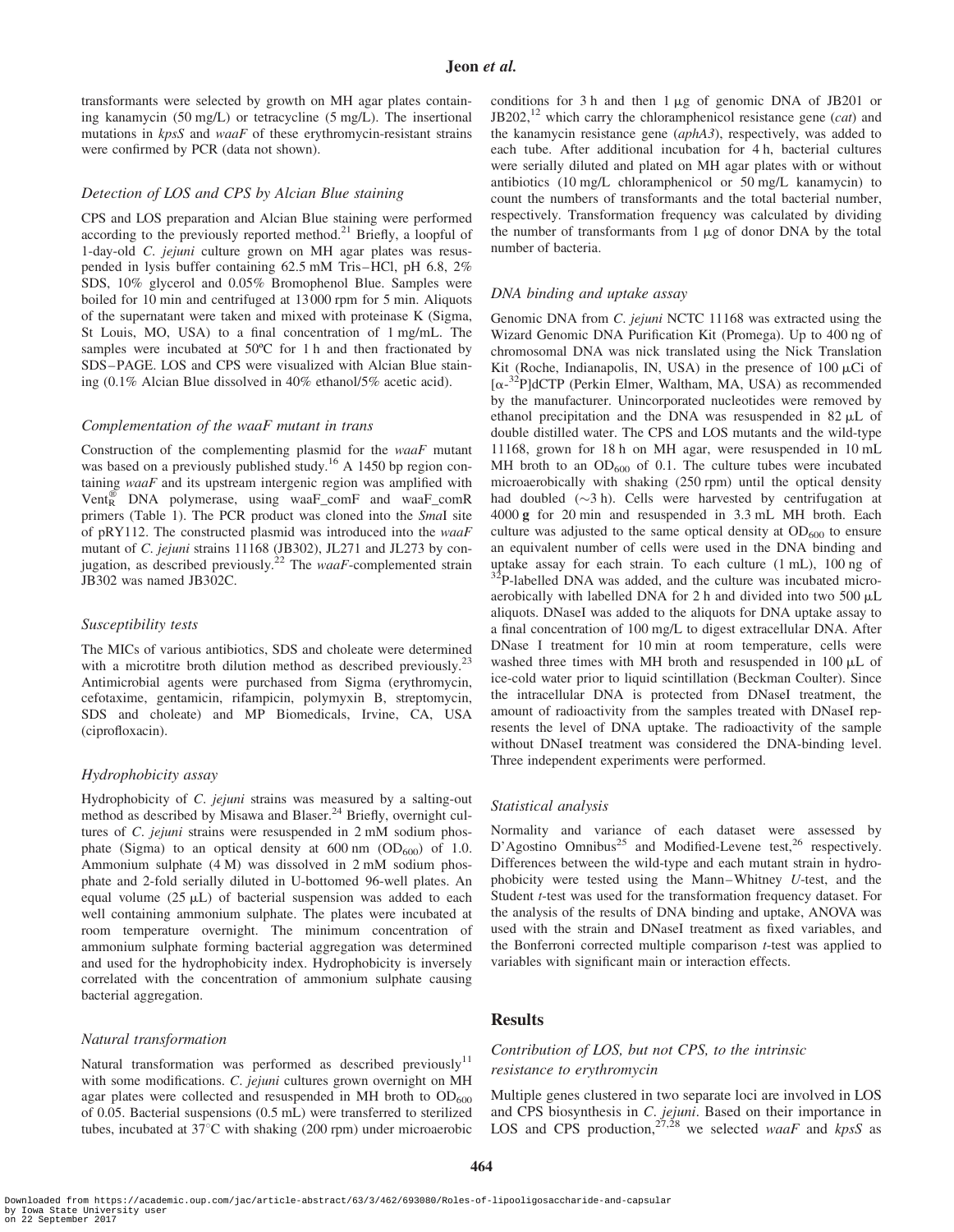transformants were selected by growth on MH agar plates containing kanamycin (50 mg/L) or tetracycline (5 mg/L). The insertional mutations in *kpsS* and *waaF* of these erythromycin-resistant strains were confirmed by PCR (data not shown).

### *Detection of LOS and CPS by Alcian Blue staining*

CPS and LOS preparation and Alcian Blue staining were performed according to the previously reported method.[21] Briefly, a loopful of 1-day-old *C. jejuni* culture grown on MH agar plates was resuspended in lysis buffer containing 62.5 mM Tris–HCl, pH 6.8, 2% SDS, 10% glycerol and 0.05% Bromophenol Blue. Samples were boiled for 10 min and centrifuged at 13000 rpm for 5 min. Aliquots of the supernatant were taken and mixed with proteinase K (Sigma, St Louis, MO, USA) to a final concentration of 1 mg/mL. The samples were incubated at 50ºC for 1 h and then fractionated by SDS–PAGE. LOS and CPS were visualized with Alcian Blue staining (0.1% Alcian Blue dissolved in 40% ethanol/5% acetic acid).

### *Complementation of the waaF mutant in trans*

Construction of the complementing plasmid for the *waaF* mutant was based on a previously published study.[16] A 1450 bp region containing *waaF* and its upstream intergenic region was amplified with Vent$_R^®$ DNA polymerase, using waaF_comF and waaF_comR primers (Table 1). The PCR product was cloned into the *Sma*I site of pRY112. The constructed plasmid was introduced into the *waaF* mutant of *C. jejuni* strains 11168 (JB302), JL271 and JL273 by conjugation, as described previously.[22] The *waaF*-complemented strain JB302 was named JB302C.

### *Susceptibility tests*

The MICs of various antibiotics, SDS and choleate were determined with a microtitre broth dilution method as described previously.[23] Antimicrobial agents were purchased from Sigma (erythromycin, cefotaxime, gentamicin, rifampicin, polymyxin B, streptomycin, SDS and choleate) and MP Biomedicals, Irvine, CA, USA (ciprofloxacin).

### *Hydrophobicity assay*

Hydrophobicity of *C. jejuni* strains was measured by a salting-out method as described by Misawa and Blaser.[24] Briefly, overnight cultures of *C. jejuni* strains were resuspended in 2 mM sodium phosphate (Sigma) to an optical density at 600 nm ($OD_{600}$) of 1.0. Ammonium sulphate (4 M) was dissolved in 2 mM sodium phosphate and 2-fold serially diluted in U-bottomed 96-well plates. An equal volume (25 μL) of bacterial suspension was added to each well containing ammonium sulphate. The plates were incubated at room temperature overnight. The minimum concentration of ammonium sulphate forming bacterial aggregation was determined and used for the hydrophobicity index. Hydrophobicity is inversely correlated with the concentration of ammonium sulphate causing bacterial aggregation.

### *Natural transformation*

Natural transformation was performed as described previously[11] with some modifications. *C. jejuni* cultures grown overnight on MH agar plates were collected and resuspended in MH broth to $OD_{600}$ of 0.05. Bacterial suspensions (0.5 mL) were transferred to sterilized tubes, incubated at 37°C with shaking (200 rpm) under microaerobic conditions for 3 h and then 1 μg of genomic DNA of JB201 or JB202,[12] which carry the chloramphenicol resistance gene (*cat*) and the kanamycin resistance gene (*aphA3*), respectively, was added to each tube. After additional incubation for 4 h, bacterial cultures were serially diluted and plated on MH agar plates with or without antibiotics (10 mg/L chloramphenicol or 50 mg/L kanamycin) to count the numbers of transformants and the total bacterial number, respectively. Transformation frequency was calculated by dividing the number of transformants from 1 μg of donor DNA by the total number of bacteria.

### *DNA binding and uptake assay*

Genomic DNA from *C. jejuni* NCTC 11168 was extracted using the Wizard Genomic DNA Purification Kit (Promega). Up to 400 ng of chromosomal DNA was nick translated using the Nick Translation Kit (Roche, Indianapolis, IN, USA) in the presence of 100 μCi of [α-$^{32}$P]dCTP (Perkin Elmer, Waltham, MA, USA) as recommended by the manufacturer. Unincorporated nucleotides were removed by ethanol precipitation and the DNA was resuspended in 82 μL of double distilled water. The CPS and LOS mutants and the wild-type 11168, grown for 18 h on MH agar, were resuspended in 10 mL MH broth to an $OD_{600}$ of 0.1. The culture tubes were incubated microaerobically with shaking (250 rpm) until the optical density had doubled (∼3 h). Cells were harvested by centrifugation at 4000 **g** for 20 min and resuspended in 3.3 mL MH broth. Each culture was adjusted to the same optical density at $OD_{600}$ to ensure an equivalent number of cells were used in the DNA binding and uptake assay for each strain. To each culture (1 mL), 100 ng of $^{32}$P-labelled DNA was added, and the culture was incubated microaerobically with labelled DNA for 2 h and divided into two 500 μL aliquots. DNaseI was added to the aliquots for DNA uptake assay to a final concentration of 100 mg/L to digest extracellular DNA. After DNase I treatment for 10 min at room temperature, cells were washed three times with MH broth and resuspended in 100 μL of ice-cold water prior to liquid scintillation (Beckman Coulter). Since the intracellular DNA is protected from DNaseI treatment, the amount of radioactivity from the samples treated with DNaseI represents the level of DNA uptake. The radioactivity of the sample without DNaseI treatment was considered the DNA-binding level. Three independent experiments were performed.

### *Statistical analysis*

Normality and variance of each dataset were assessed by D'Agostino Omnibus[25] and Modified-Levene test,[26] respectively. Differences between the wild-type and each mutant strain in hydrophobicity were tested using the Mann–Whitney *U*-test, and the Student *t*-test was used for the transformation frequency dataset. For the analysis of the results of DNA binding and uptake, ANOVA was used with the strain and DNaseI treatment as fixed variables, and the Bonferroni corrected multiple comparison *t*-test was applied to variables with significant main or interaction effects.

## Results

### *Contribution of LOS, but not CPS, to the intrinsic resistance to erythromycin*

Multiple genes clustered in two separate loci are involved in LOS and CPS biosynthesis in *C. jejuni*. Based on their importance in LOS and CPS production,[27,28] we selected *waaF* and *kpsS* as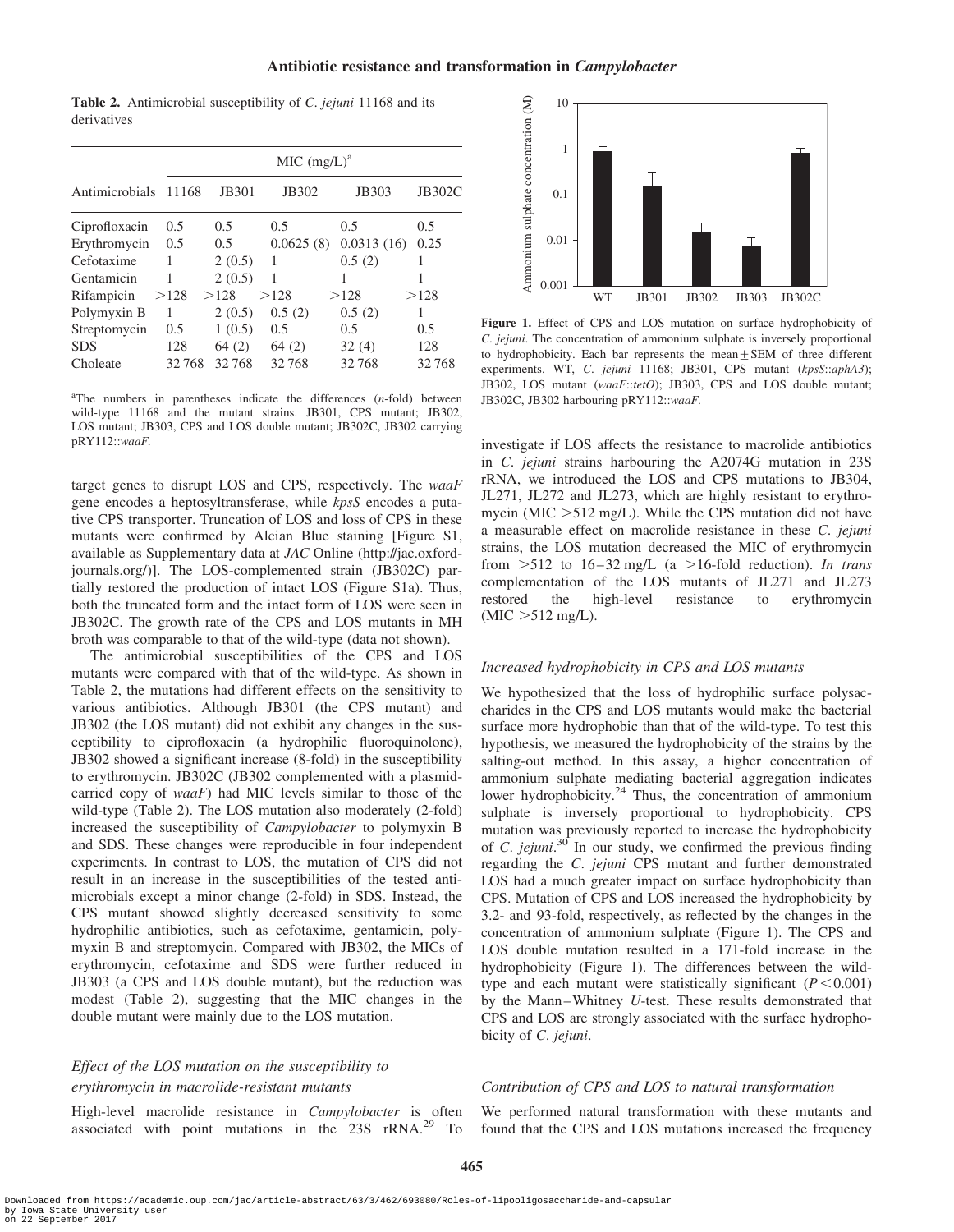**Table 2.** Antimicrobial susceptibility of *C. jejuni* 11168 and its derivatives

| | MIC (mg/L)[a] | | | | |
|---|---|---|---|---|---|
| Antimicrobials | 11168 | JB301 | JB302 | JB303 | JB302C |
| Ciprofloxacin | 0.5 | 0.5 | 0.5 | 0.5 | 0.5 |
| Erythromycin | 0.5 | 0.5 | 0.0625 (8) | 0.0313 (16) | 0.25 |
| Cefotaxime | 1 | 2 (0.5) | 1 | 0.5 (2) | 1 |
| Gentamicin | 1 | 2 (0.5) | 1 | 1 | 1 |
| Rifampicin | >128 | >128 | >128 | >128 | >128 |
| Polymyxin B | 1 | 2 (0.5) | 0.5 (2) | 0.5 (2) | 1 |
| Streptomycin | 0.5 | 1 (0.5) | 0.5 | 0.5 | 0.5 |
| SDS | 128 | 64 (2) | 64 (2) | 32 (4) | 128 |
| Choleate | 32 768 | 32 768 | 32 768 | 32 768 | 32 768 |

[a]The numbers in parentheses indicate the differences (*n*-fold) between wild-type 11168 and the mutant strains. JB301, CPS mutant; JB302, LOS mutant; JB303, CPS and LOS double mutant; JB302C, JB302 carrying pRY112::*waaF*.

target genes to disrupt LOS and CPS, respectively. The *waaF* gene encodes a heptosyltransferase, while *kpsS* encodes a putative CPS transporter. Truncation of LOS and loss of CPS in these mutants were confirmed by Alcian Blue staining [Figure S1, available as Supplementary data at *JAC* Online (http://jac.oxfordjournals.org/)]. The LOS-complemented strain (JB302C) partially restored the production of intact LOS (Figure S1a). Thus, both the truncated form and the intact form of LOS were seen in JB302C. The growth rate of the CPS and LOS mutants in MH broth was comparable to that of the wild-type (data not shown).

The antimicrobial susceptibilities of the CPS and LOS mutants were compared with that of the wild-type. As shown in Table 2, the mutations had different effects on the sensitivity to various antibiotics. Although JB301 (the CPS mutant) and JB302 (the LOS mutant) did not exhibit any changes in the susceptibility to ciprofloxacin (a hydrophilic fluoroquinolone), JB302 showed a significant increase (8-fold) in the susceptibility to erythromycin. JB302C (JB302 complemented with a plasmid-carried copy of *waaF*) had MIC levels similar to those of the wild-type (Table 2). The LOS mutation also moderately (2-fold) increased the susceptibility of *Campylobacter* to polymyxin B and SDS. These changes were reproducible in four independent experiments. In contrast to LOS, the mutation of CPS did not result in an increase in the susceptibilities of the tested antimicrobials except a minor change (2-fold) in SDS. Instead, the CPS mutant showed slightly decreased sensitivity to some hydrophilic antibiotics, such as cefotaxime, gentamicin, polymyxin B and streptomycin. Compared with JB302, the MICs of erythromycin, cefotaxime and SDS were further reduced in JB303 (a CPS and LOS double mutant), but the reduction was modest (Table 2), suggesting that the MIC changes in the double mutant were mainly due to the LOS mutation.

### *Effect of the LOS mutation on the susceptibility to erythromycin in macrolide-resistant mutants*

High-level macrolide resistance in *Campylobacter* is often associated with point mutations in the 23S rRNA.[29] To investigate if LOS affects the resistance to macrolide antibiotics in *C. jejuni* strains harbouring the A2074G mutation in 23S rRNA, we introduced the LOS and CPS mutations to JB304, JL271, JL272 and JL273, which are highly resistant to erythromycin (MIC >512 mg/L). While the CPS mutation did not have a measurable effect on macrolide resistance in these *C. jejuni* strains, the LOS mutation decreased the MIC of erythromycin from >512 to 16–32 mg/L (a >16-fold reduction). *In trans* complementation of the LOS mutants of JL271 and JL273 restored the high-level resistance to erythromycin (MIC >512 mg/L).

**Figure 1.** Effect of CPS and LOS mutation on surface hydrophobicity of *C. jejuni*. The concentration of ammonium sulphate is inversely proportional to hydrophobicity. Each bar represents the mean ± SEM of three different experiments. WT, *C. jejuni* 11168; JB301, CPS mutant (*kpsS*::*aphA3*); JB302, LOS mutant (*waaF*::*tetO*); JB303, CPS and LOS double mutant; JB302C, JB302 harbouring pRY112::*waaF*.

### *Increased hydrophobicity in CPS and LOS mutants*

We hypothesized that the loss of hydrophilic surface polysaccharides in the CPS and LOS mutants would make the bacterial surface more hydrophobic than that of the wild-type. To test this hypothesis, we measured the hydrophobicity of the strains by the salting-out method. In this assay, a higher concentration of ammonium sulphate mediating bacterial aggregation indicates lower hydrophobicity.[24] Thus, the concentration of ammonium sulphate is inversely proportional to hydrophobicity. CPS mutation was previously reported to increase the hydrophobicity of *C. jejuni*.[30] In our study, we confirmed the previous finding regarding the *C. jejuni* CPS mutant and further demonstrated LOS had a much greater impact on surface hydrophobicity than CPS. Mutation of CPS and LOS increased the hydrophobicity by 3.2- and 93-fold, respectively, as reflected by the changes in the concentration of ammonium sulphate (Figure 1). The CPS and LOS double mutation resulted in a 171-fold increase in the hydrophobicity (Figure 1). The differences between the wild-type and each mutant were statistically significant ($P < 0.001$) by the Mann–Whitney *U*-test. These results demonstrated that CPS and LOS are strongly associated with the surface hydrophobicity of *C. jejuni*.

### *Contribution of CPS and LOS to natural transformation*

We performed natural transformation with these mutants and found that the CPS and LOS mutations increased the frequency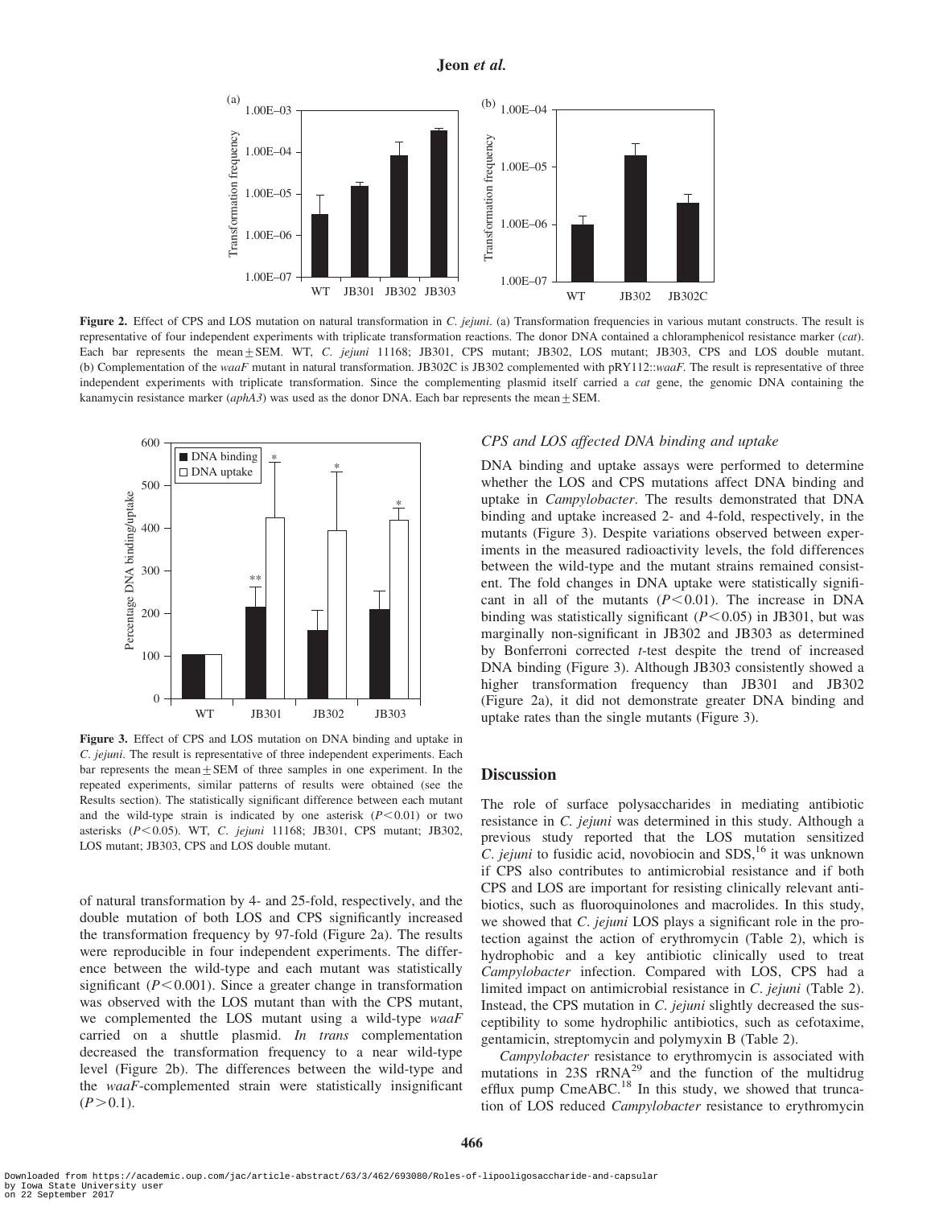Figure 2. Effect of CPS and LOS mutation on natural transformation in *C. jejuni*. (a) Transformation frequencies in various mutant constructs. The result is representative of four independent experiments with triplicate transformation reactions. The donor DNA contained a chloramphenicol resistance marker (*cat*). Each bar represents the mean ± SEM. WT, *C. jejuni* 11168; JB301, CPS mutant; JB302, LOS mutant; JB303, CPS and LOS double mutant. (b) Complementation of the *waaF* mutant in natural transformation. JB302C is JB302 complemented with pRY112::*waaF*. The result is representative of three independent experiments with triplicate transformation. Since the complementing plasmid itself carried a *cat* gene, the genomic DNA containing the kanamycin resistance marker (*aphA3*) was used as the donor DNA. Each bar represents the mean ± SEM.

Figure 3. Effect of CPS and LOS mutation on DNA binding and uptake in *C. jejuni*. The result is representative of three independent experiments. Each bar represents the mean ± SEM of three samples in one experiment. In the repeated experiments, similar patterns of results were obtained (see the Results section). The statistically significant difference between each mutant and the wild-type strain is indicated by one asterisk ($P < 0.01$) or two asterisks ($P < 0.05$). WT, *C. jejuni* 11168; JB301, CPS mutant; JB302, LOS mutant; JB303, CPS and LOS double mutant.

of natural transformation by 4- and 25-fold, respectively, and the double mutation of both LOS and CPS significantly increased the transformation frequency by 97-fold (Figure 2a). The results were reproducible in four independent experiments. The difference between the wild-type and each mutant was statistically significant ($P < 0.001$). Since a greater change in transformation was observed with the LOS mutant than with the CPS mutant, we complemented the LOS mutant using a wild-type *waaF* carried on a shuttle plasmid. *In trans* complementation decreased the transformation frequency to a near wild-type level (Figure 2b). The differences between the wild-type and the *waaF*-complemented strain were statistically insignificant ($P > 0.1$).

### *CPS and LOS affected DNA binding and uptake*

DNA binding and uptake assays were performed to determine whether the LOS and CPS mutations affect DNA binding and uptake in *Campylobacter*. The results demonstrated that DNA binding and uptake increased 2- and 4-fold, respectively, in the mutants (Figure 3). Despite variations observed between experiments in the measured radioactivity levels, the fold differences between the wild-type and the mutant strains remained consistent. The fold changes in DNA uptake were statistically significant in all of the mutants ($P < 0.01$). The increase in DNA binding was statistically significant ($P < 0.05$) in JB301, but was marginally non-significant in JB302 and JB303 as determined by Bonferroni corrected *t*-test despite the trend of increased DNA binding (Figure 3). Although JB303 consistently showed a higher transformation frequency than JB301 and JB302 (Figure 2a), it did not demonstrate greater DNA binding and uptake rates than the single mutants (Figure 3).

## Discussion

The role of surface polysaccharides in mediating antibiotic resistance in *C. jejuni* was determined in this study. Although a previous study reported that the LOS mutation sensitized *C. jejuni* to fusidic acid, novobiocin and SDS,[16] it was unknown if CPS also contributes to antimicrobial resistance and if both CPS and LOS are important for resisting clinically relevant antibiotics, such as fluoroquinolones and macrolides. In this study, we showed that *C. jejuni* LOS plays a significant role in the protection against the action of erythromycin (Table 2), which is hydrophobic and a key antibiotic clinically used to treat *Campylobacter* infection. Compared with LOS, CPS had a limited impact on antimicrobial resistance in *C. jejuni* (Table 2). Instead, the CPS mutation in *C. jejuni* slightly decreased the susceptibility to some hydrophilic antibiotics, such as cefotaxime, gentamicin, streptomycin and polymyxin B (Table 2).

*Campylobacter* resistance to erythromycin is associated with mutations in 23S rRNA[29] and the function of the multidrug efflux pump CmeABC.[18] In this study, we showed that truncation of LOS reduced *Campylobacter* resistance to erythromycin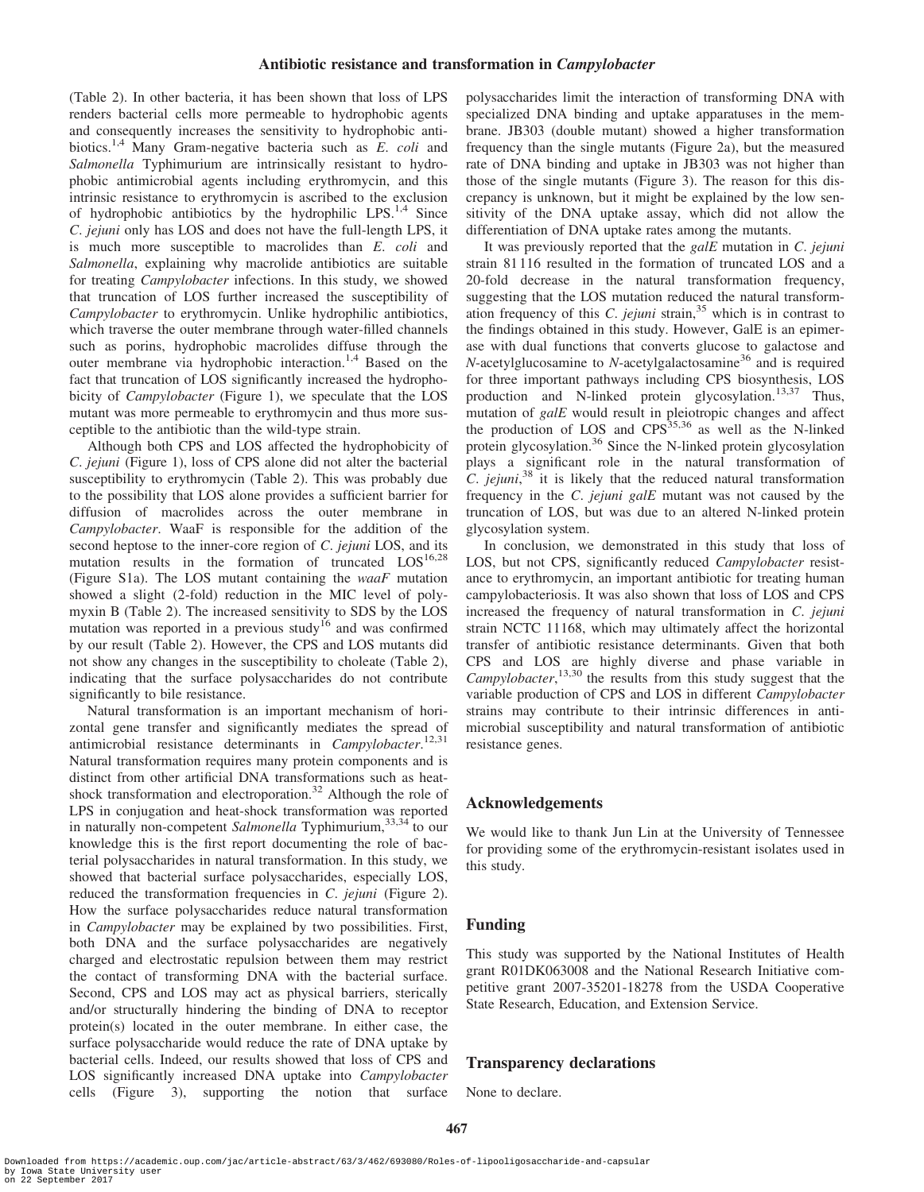(Table 2). In other bacteria, it has been shown that loss of LPS renders bacterial cells more permeable to hydrophobic agents and consequently increases the sensitivity to hydrophobic antibiotics.[1,4] Many Gram-negative bacteria such as *E. coli* and *Salmonella* Typhimurium are intrinsically resistant to hydrophobic antimicrobial agents including erythromycin, and this intrinsic resistance to erythromycin is ascribed to the exclusion of hydrophobic antibiotics by the hydrophilic LPS.[1,4] Since *C. jejuni* only has LOS and does not have the full-length LPS, it is much more susceptible to macrolides than *E. coli* and *Salmonella*, explaining why macrolide antibiotics are suitable for treating *Campylobacter* infections. In this study, we showed that truncation of LOS further increased the susceptibility of *Campylobacter* to erythromycin. Unlike hydrophilic antibiotics, which traverse the outer membrane through water-filled channels such as porins, hydrophobic macrolides diffuse through the outer membrane via hydrophobic interaction.[1,4] Based on the fact that truncation of LOS significantly increased the hydrophobicity of *Campylobacter* (Figure 1), we speculate that the LOS mutant was more permeable to erythromycin and thus more susceptible to the antibiotic than the wild-type strain.

Although both CPS and LOS affected the hydrophobicity of *C. jejuni* (Figure 1), loss of CPS alone did not alter the bacterial susceptibility to erythromycin (Table 2). This was probably due to the possibility that LOS alone provides a sufficient barrier for diffusion of macrolides across the outer membrane in *Campylobacter*. WaaF is responsible for the addition of the second heptose to the inner-core region of *C. jejuni* LOS, and its mutation results in the formation of truncated LOS[16,28] (Figure S1a). The LOS mutant containing the *waaF* mutation showed a slight (2-fold) reduction in the MIC level of polymyxin B (Table 2). The increased sensitivity to SDS by the LOS mutation was reported in a previous study[16] and was confirmed by our result (Table 2). However, the CPS and LOS mutants did not show any changes in the susceptibility to choleate (Table 2), indicating that the surface polysaccharides do not contribute significantly to bile resistance.

Natural transformation is an important mechanism of horizontal gene transfer and significantly mediates the spread of antimicrobial resistance determinants in *Campylobacter*.[12,31] Natural transformation requires many protein components and is distinct from other artificial DNA transformations such as heat-shock transformation and electroporation.[32] Although the role of LPS in conjugation and heat-shock transformation was reported in naturally non-competent *Salmonella* Typhimurium,[33,34] to our knowledge this is the first report documenting the role of bacterial polysaccharides in natural transformation. In this study, we showed that bacterial surface polysaccharides, especially LOS, reduced the transformation frequencies in *C. jejuni* (Figure 2). How the surface polysaccharides reduce natural transformation in *Campylobacter* may be explained by two possibilities. First, both DNA and the surface polysaccharides are negatively charged and electrostatic repulsion between them may restrict the contact of transforming DNA with the bacterial surface. Second, CPS and LOS may act as physical barriers, sterically and/or structurally hindering the binding of DNA to receptor protein(s) located in the outer membrane. In either case, the surface polysaccharide would reduce the rate of DNA uptake by bacterial cells. Indeed, our results showed that loss of CPS and LOS significantly increased DNA uptake into *Campylobacter* cells (Figure 3), supporting the notion that surface polysaccharides limit the interaction of transforming DNA with specialized DNA binding and uptake apparatuses in the membrane. JB303 (double mutant) showed a higher transformation frequency than the single mutants (Figure 2a), but the measured rate of DNA binding and uptake in JB303 was not higher than those of the single mutants (Figure 3). The reason for this discrepancy is unknown, but it might be explained by the low sensitivity of the DNA uptake assay, which did not allow the differentiation of DNA uptake rates among the mutants.

It was previously reported that the *galE* mutation in *C. jejuni* strain 81116 resulted in the formation of truncated LOS and a 20-fold decrease in the natural transformation frequency, suggesting that the LOS mutation reduced the natural transformation frequency of this *C. jejuni* strain,[35] which is in contrast to the findings obtained in this study. However, GalE is an epimerase with dual functions that converts glucose to galactose and *N*-acetylglucosamine to *N*-acetylgalactosamine[36] and is required for three important pathways including CPS biosynthesis, LOS production and N-linked protein glycosylation.[13,37] Thus, mutation of *galE* would result in pleiotropic changes and affect the production of LOS and CPS[35,36] as well as the N-linked protein glycosylation.[36] Since the N-linked protein glycosylation plays a significant role in the natural transformation of *C. jejuni*,[38] it is likely that the reduced natural transformation frequency in the *C. jejuni galE* mutant was not caused by the truncation of LOS, but was due to an altered N-linked protein glycosylation system.

In conclusion, we demonstrated in this study that loss of LOS, but not CPS, significantly reduced *Campylobacter* resistance to erythromycin, an important antibiotic for treating human campylobacteriosis. It was also shown that loss of LOS and CPS increased the frequency of natural transformation in *C. jejuni* strain NCTC 11168, which may ultimately affect the horizontal transfer of antibiotic resistance determinants. Given that both CPS and LOS are highly diverse and phase variable in *Campylobacter*,[13,30] the results from this study suggest that the variable production of CPS and LOS in different *Campylobacter* strains may contribute to their intrinsic differences in antimicrobial susceptibility and natural transformation of antibiotic resistance genes.

## Acknowledgements

We would like to thank Jun Lin at the University of Tennessee for providing some of the erythromycin-resistant isolates used in this study.

## Funding

This study was supported by the National Institutes of Health grant R01DK063008 and the National Research Initiative competitive grant 2007-35201-18278 from the USDA Cooperative State Research, Education, and Extension Service.

## Transparency declarations

None to declare.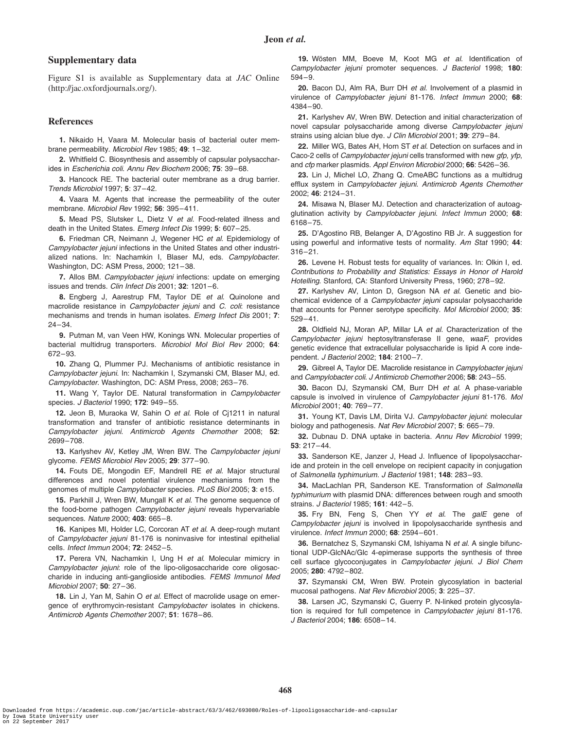## Supplementary data

Figure S1 is available as Supplementary data at *JAC* Online (http://jac.oxfordjournals.org/).

## References

**1.** Nikaido H, Vaara M. Molecular basis of bacterial outer membrane permeability. *Microbiol Rev* 1985; **49**: 1–32.

**2.** Whitfield C. Biosynthesis and assembly of capsular polysaccharides in *Escherichia coli*. *Annu Rev Biochem* 2006; **75**: 39–68.

**3.** Hancock RE. The bacterial outer membrane as a drug barrier. *Trends Microbiol* 1997; **5**: 37–42.

**4.** Vaara M. Agents that increase the permeability of the outer membrane. *Microbiol Rev* 1992; **56**: 395–411.

**5.** Mead PS, Slutsker L, Dietz V *et al.* Food-related illness and death in the United States. *Emerg Infect Dis* 1999; **5**: 607–25.

**6.** Friedman CR, Neimann J, Wegener HC *et al.* Epidemiology of *Campylobacter jejuni* infections in the United States and other industrialized nations. In: Nachamkin I, Blaser MJ, eds. *Campylobacter*. Washington, DC: ASM Press, 2000; 121–38.

**7.** Allos BM. *Campylobacter jejuni* infections: update on emerging issues and trends. *Clin Infect Dis* 2001; **32**: 1201–6.

**8.** Engberg J, Aarestrup FM, Taylor DE *et al.* Quinolone and macrolide resistance in *Campylobacter jejuni* and *C. coli*: resistance mechanisms and trends in human isolates. *Emerg Infect Dis* 2001; **7**: 24–34.

**9.** Putman M, van Veen HW, Konings WN. Molecular properties of bacterial multidrug transporters. *Microbiol Mol Biol Rev* 2000; **64**: 672–93.

**10.** Zhang Q, Plummer PJ. Mechanisms of antibiotic resistance in *Campylobacter jejuni*. In: Nachamkin I, Szymanski CM, Blaser MJ, ed. *Campylobacter*. Washington, DC: ASM Press, 2008; 263–76.

**11.** Wang Y, Taylor DE. Natural transformation in *Campylobacter* species. *J Bacteriol* 1990; **172**: 949–55.

**12.** Jeon B, Muraoka W, Sahin O *et al.* Role of Cj1211 in natural transformation and transfer of antibiotic resistance determinants in *Campylobacter jejuni*. *Antimicrob Agents Chemother* 2008; **52**: 2699–708.

**13.** Karlyshev AV, Ketley JM, Wren BW. The *Campylobacter jejuni* glycome. *FEMS Microbiol Rev* 2005; **29**: 377–90.

**14.** Fouts DE, Mongodin EF, Mandrell RE *et al.* Major structural differences and novel potential virulence mechanisms from the genomes of multiple *Campylobacter* species. *PLoS Biol* 2005; **3**: e15.

**15.** Parkhill J, Wren BW, Mungall K *et al.* The genome sequence of the food-borne pathogen *Campylobacter jejuni* reveals hypervariable sequences. *Nature* 2000; **403**: 665–8.

**16.** Kanipes MI, Holder LC, Corcoran AT *et al.* A deep-rough mutant of *Campylobacter jejuni* 81-176 is noninvasive for intestinal epithelial cells. *Infect Immun* 2004; **72**: 2452–5.

**17.** Perera VN, Nachamkin I, Ung H *et al.* Molecular mimicry in *Campylobacter jejuni*: role of the lipo-oligosaccharide core oligosaccharide in inducing anti-ganglioside antibodies. *FEMS Immunol Med Microbiol* 2007; **50**: 27–36.

**18.** Lin J, Yan M, Sahin O *et al.* Effect of macrolide usage on emergence of erythromycin-resistant *Campylobacter* isolates in chickens. *Antimicrob Agents Chemother* 2007; **51**: 1678–86.

**19.** Wösten MM, Boeve M, Koot MG *et al.* Identification of *Campylobacter jejuni* promoter sequences. *J Bacteriol* 1998; **180**: 594–9.

**20.** Bacon DJ, Alm RA, Burr DH *et al.* Involvement of a plasmid in virulence of *Campylobacter jejuni* 81-176. *Infect Immun* 2000; **68**: 4384–90.

**21.** Karlyshev AV, Wren BW. Detection and initial characterization of novel capsular polysaccharide among diverse *Campylobacter jejuni* strains using alcian blue dye. *J Clin Microbiol* 2001; **39**: 279–84.

**22.** Miller WG, Bates AH, Horn ST *et al.* Detection on surfaces and in Caco-2 cells of *Campylobacter jejuni* cells transformed with new *gfp*, *yfp*, and *cfp* marker plasmids. *Appl Environ Microbiol* 2000; **66**: 5426–36.

**23.** Lin J, Michel LO, Zhang Q. CmeABC functions as a multidrug efflux system in *Campylobacter jejuni*. *Antimicrob Agents Chemother* 2002; **46**: 2124–31.

**24.** Misawa N, Blaser MJ. Detection and characterization of autoagglutination activity by *Campylobacter jejuni*. *Infect Immun* 2000; **68**: 6168–75.

**25.** D'Agostino RB, Belanger A, D'Agostino RB Jr. A suggestion for using powerful and informative tests of normality. *Am Stat* 1990; **44**: 316–21.

**26.** Levene H. Robust tests for equality of variances. In: Olkin I, ed. *Contributions to Probability and Statistics: Essays in Honor of Harold Hotelling*. Stanford, CA: Stanford University Press, 1960; 278–92.

**27.** Karlyshev AV, Linton D, Gregson NA *et al.* Genetic and biochemical evidence of a *Campylobacter jejuni* capsular polysaccharide that accounts for Penner serotype specificity. *Mol Microbiol* 2000; **35**: 529–41.

**28.** Oldfield NJ, Moran AP, Millar LA *et al.* Characterization of the *Campylobacter jejuni* heptosyltransferase II gene, *waaF*, provides genetic evidence that extracellular polysaccharide is lipid A core independent. *J Bacteriol* 2002; **184**: 2100–7.

**29.** Gibreel A, Taylor DE. Macrolide resistance in *Campylobacter jejuni* and *Campylobacter coli*. *J Antimicrob Chemother* 2006; **58**: 243–55.

**30.** Bacon DJ, Szymanski CM, Burr DH *et al.* A phase-variable capsule is involved in virulence of *Campylobacter jejuni* 81-176. *Mol Microbiol* 2001; **40**: 769–77.

**31.** Young KT, Davis LM, Dirita VJ. *Campylobacter jejuni*: molecular biology and pathogenesis. *Nat Rev Microbiol* 2007; **5**: 665–79.

**32.** Dubnau D. DNA uptake in bacteria. *Annu Rev Microbiol* 1999; **53**: 217–44.

**33.** Sanderson KE, Janzer J, Head J. Influence of lipopolysaccharide and protein in the cell envelope on recipient capacity in conjugation of *Salmonella typhimurium*. *J Bacteriol* 1981; **148**: 283–93.

**34.** MacLachlan PR, Sanderson KE. Transformation of *Salmonella typhimurium* with plasmid DNA: differences between rough and smooth strains. *J Bacteriol* 1985; **161**: 442–5.

**35.** Fry BN, Feng S, Chen YY *et al.* The *galE* gene of *Campylobacter jejuni* is involved in lipopolysaccharide synthesis and virulence. *Infect Immun* 2000; **68**: 2594–601.

**36.** Bernatchez S, Szymanski CM, Ishiyama N *et al.* A single bifunctional UDP-GlcNAc/Glc 4-epimerase supports the synthesis of three cell surface glycoconjugates in *Campylobacter jejuni*. *J Biol Chem* 2005; **280**: 4792–802.

**37.** Szymanski CM, Wren BW. Protein glycosylation in bacterial mucosal pathogens. *Nat Rev Microbiol* 2005; **3**: 225–37.

**38.** Larsen JC, Szymanski C, Guerry P. N-linked protein glycosylation is required for full competence in *Campylobacter jejuni* 81-176. *J Bacteriol* 2004; **186**: 6508–14.